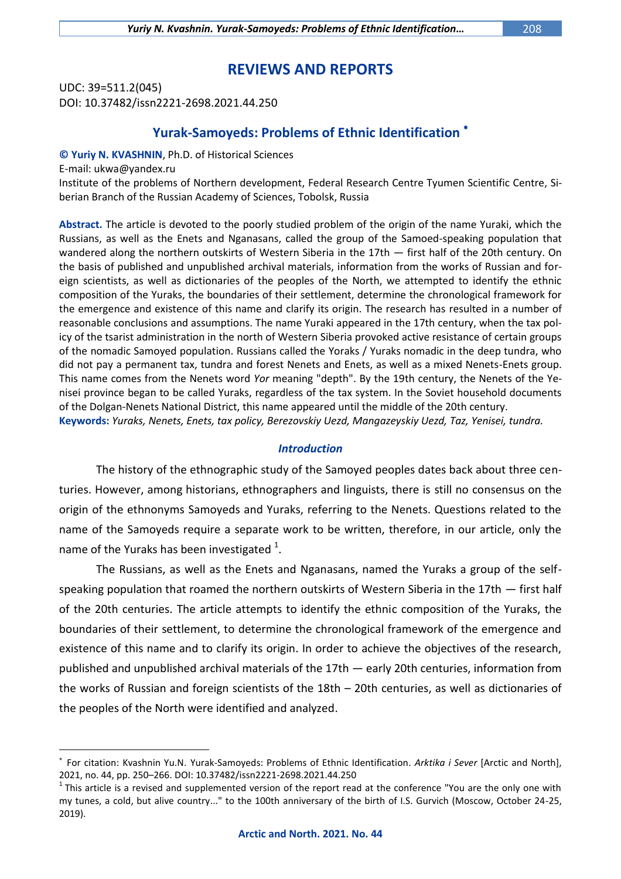## REVIEWS AND REPORTS

UDC: 39=511.2(045)
DOI: 10.37482/issn2221-2698.2021.44.250

# Yurak-Samoyeds: Problems of Ethnic Identification [*]

**© Yuriy N. KVASHNIN**, Ph.D. of Historical Sciences
E-mail: ukwa@yandex.ru
Institute of the problems of Northern development, Federal Research Centre Tyumen Scientific Centre, Siberian Branch of the Russian Academy of Sciences, Tobolsk, Russia

**Abstract.** The article is devoted to the poorly studied problem of the origin of the name Yuraki, which the Russians, as well as the Enets and Nganasans, called the group of the Samoed-speaking population that wandered along the northern outskirts of Western Siberia in the 17th — first half of the 20th century. On the basis of published and unpublished archival materials, information from the works of Russian and foreign scientists, as well as dictionaries of the peoples of the North, we attempted to identify the ethnic composition of the Yuraks, the boundaries of their settlement, determine the chronological framework for the emergence and existence of this name and clarify its origin. The research has resulted in a number of reasonable conclusions and assumptions. The name Yuraki appeared in the 17th century, when the tax policy of the tsarist administration in the north of Western Siberia provoked active resistance of certain groups of the nomadic Samoyed population. Russians called the Yoraks / Yuraks nomadic in the deep tundra, who did not pay a permanent tax, tundra and forest Nenets and Enets, as well as a mixed Nenets-Enets group. This name comes from the Nenets word *Yor* meaning "depth". By the 19th century, the Nenets of the Yenisei province began to be called Yuraks, regardless of the tax system. In the Soviet household documents of the Dolgan-Nenets National District, this name appeared until the middle of the 20th century.
**Keywords:** *Yuraks, Nenets, Enets, tax policy, Berezovskiy Uezd, Mangazeyskiy Uezd, Taz, Yenisei, tundra.*

### *Introduction*

The history of the ethnographic study of the Samoyed peoples dates back about three centuries. However, among historians, ethnographers and linguists, there is still no consensus on the origin of the ethnonyms Samoyeds and Yuraks, referring to the Nenets. Questions related to the name of the Samoyeds require a separate work to be written, therefore, in our article, only the name of the Yuraks has been investigated [1].

The Russians, as well as the Enets and Nganasans, named the Yuraks a group of the self-speaking population that roamed the northern outskirts of Western Siberia in the 17th — first half of the 20th centuries. The article attempts to identify the ethnic composition of the Yuraks, the boundaries of their settlement, to determine the chronological framework of the emergence and existence of this name and to clarify its origin. In order to achieve the objectives of the research, published and unpublished archival materials of the 17th — early 20th centuries, information from the works of Russian and foreign scientists of the 18th – 20th centuries, as well as dictionaries of the peoples of the North were identified and analyzed.

---

[*] For citation: Kvashnin Yu.N. Yurak-Samoyeds: Problems of Ethnic Identification. *Arktika i Sever* [Arctic and North], 2021, no. 44, pp. 250–266. DOI: 10.37482/issn2221-2698.2021.44.250

[1] This article is a revised and supplemented version of the report read at the conference "You are the only one with my tunes, a cold, but alive country..." to the 100th anniversary of the birth of I.S. Gurvich (Moscow, October 24-25, 2019).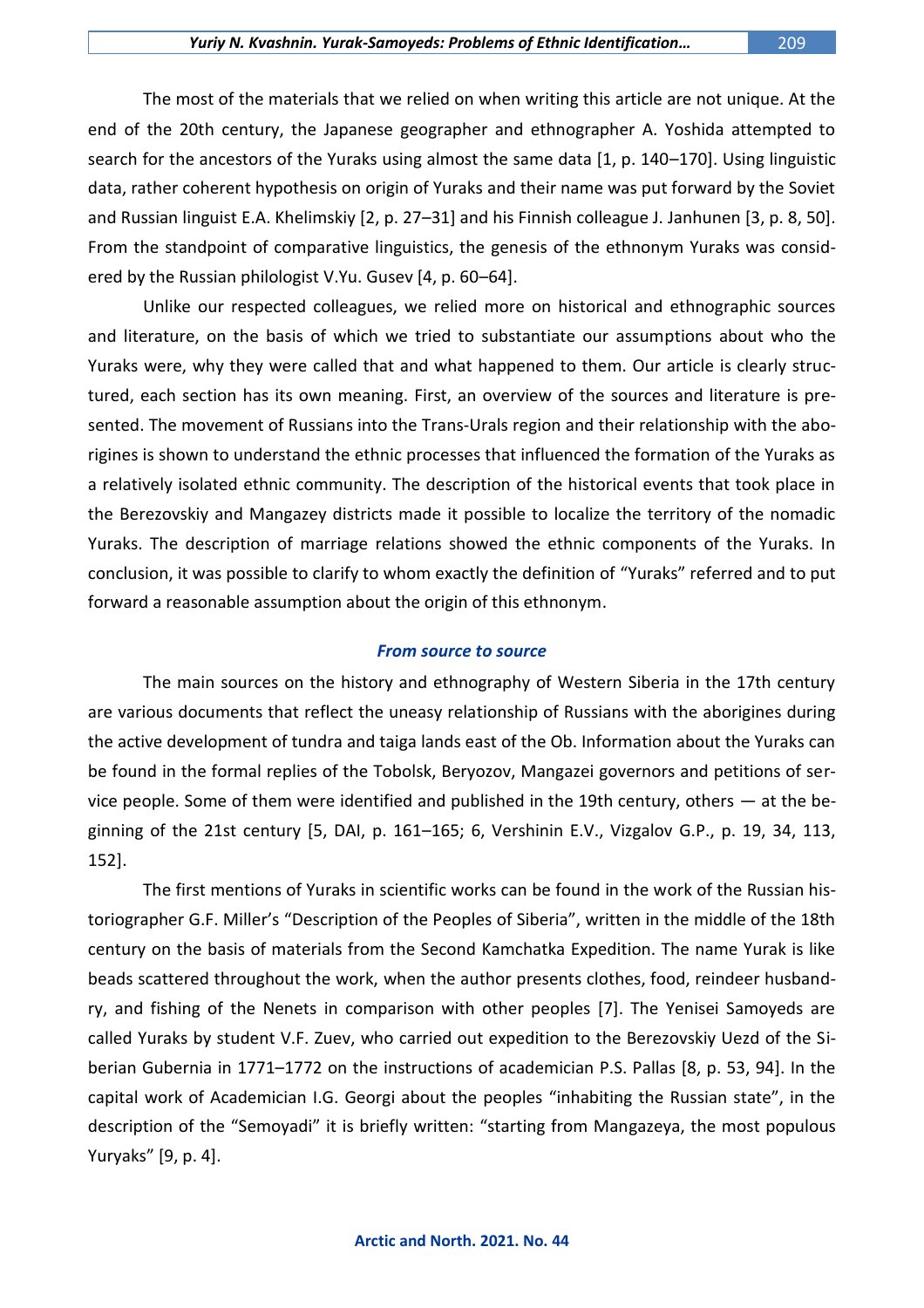The most of the materials that we relied on when writing this article are not unique. At the end of the 20th century, the Japanese geographer and ethnographer A. Yoshida attempted to search for the ancestors of the Yuraks using almost the same data [1, p. 140–170]. Using linguistic data, rather coherent hypothesis on origin of Yuraks and their name was put forward by the Soviet and Russian linguist E.A. Khelimskiy [2, p. 27–31] and his Finnish colleague J. Janhunen [3, p. 8, 50]. From the standpoint of comparative linguistics, the genesis of the ethnonym Yuraks was considered by the Russian philologist V.Yu. Gusev [4, p. 60–64].

Unlike our respected colleagues, we relied more on historical and ethnographic sources and literature, on the basis of which we tried to substantiate our assumptions about who the Yuraks were, why they were called that and what happened to them. Our article is clearly structured, each section has its own meaning. First, an overview of the sources and literature is presented. The movement of Russians into the Trans-Urals region and their relationship with the aborigines is shown to understand the ethnic processes that influenced the formation of the Yuraks as a relatively isolated ethnic community. The description of the historical events that took place in the Berezovskiy and Mangazey districts made it possible to localize the territory of the nomadic Yuraks. The description of marriage relations showed the ethnic components of the Yuraks. In conclusion, it was possible to clarify to whom exactly the definition of "Yuraks" referred and to put forward a reasonable assumption about the origin of this ethnonym.

## *From source to source*

The main sources on the history and ethnography of Western Siberia in the 17th century are various documents that reflect the uneasy relationship of Russians with the aborigines during the active development of tundra and taiga lands east of the Ob. Information about the Yuraks can be found in the formal replies of the Tobolsk, Beryozov, Mangazei governors and petitions of service people. Some of them were identified and published in the 19th century, others — at the beginning of the 21st century [5, DAI, p. 161–165; 6, Vershinin E.V., Vizgalov G.P., p. 19, 34, 113, 152].

The first mentions of Yuraks in scientific works can be found in the work of the Russian historiographer G.F. Miller's "Description of the Peoples of Siberia", written in the middle of the 18th century on the basis of materials from the Second Kamchatka Expedition. The name Yurak is like beads scattered throughout the work, when the author presents clothes, food, reindeer husbandry, and fishing of the Nenets in comparison with other peoples [7]. The Yenisei Samoyeds are called Yuraks by student V.F. Zuev, who carried out expedition to the Berezovskiy Uezd of the Siberian Gubernia in 1771–1772 on the instructions of academician P.S. Pallas [8, p. 53, 94]. In the capital work of Academician I.G. Georgi about the peoples "inhabiting the Russian state", in the description of the "Semoyadi" it is briefly written: "starting from Mangazeya, the most populous Yuryaks" [9, p. 4].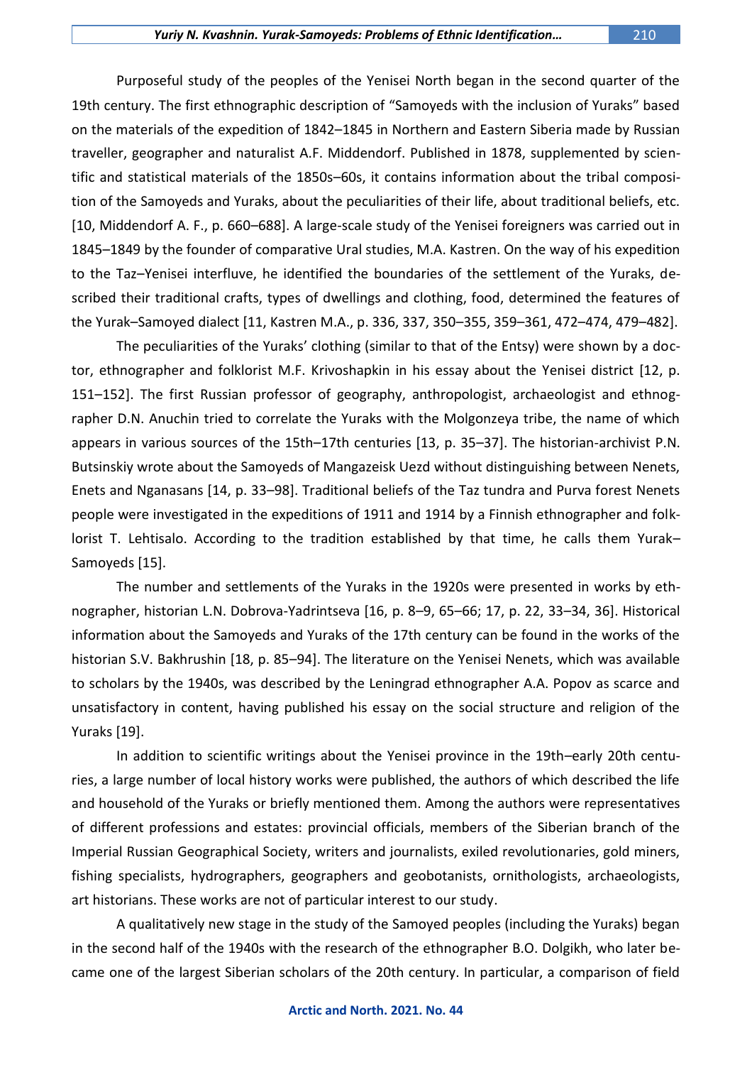Purposeful study of the peoples of the Yenisei North began in the second quarter of the 19th century. The first ethnographic description of "Samoyeds with the inclusion of Yuraks" based on the materials of the expedition of 1842–1845 in Northern and Eastern Siberia made by Russian traveller, geographer and naturalist A.F. Middendorf. Published in 1878, supplemented by scientific and statistical materials of the 1850s–60s, it contains information about the tribal composition of the Samoyeds and Yuraks, about the peculiarities of their life, about traditional beliefs, etc. [10, Middendorf A. F., p. 660–688]. A large-scale study of the Yenisei foreigners was carried out in 1845–1849 by the founder of comparative Ural studies, M.A. Kastren. On the way of his expedition to the Taz–Yenisei interfluve, he identified the boundaries of the settlement of the Yuraks, described their traditional crafts, types of dwellings and clothing, food, determined the features of the Yurak–Samoyed dialect [11, Kastren M.A., p. 336, 337, 350–355, 359–361, 472–474, 479–482].

The peculiarities of the Yuraks' clothing (similar to that of the Entsy) were shown by a doctor, ethnographer and folklorist M.F. Krivoshapkin in his essay about the Yenisei district [12, p. 151–152]. The first Russian professor of geography, anthropologist, archaeologist and ethnographer D.N. Anuchin tried to correlate the Yuraks with the Molgonzeya tribe, the name of which appears in various sources of the 15th–17th centuries [13, p. 35–37]. The historian-archivist P.N. Butsinskiy wrote about the Samoyeds of Mangazeisk Uezd without distinguishing between Nenets, Enets and Nganasans [14, p. 33–98]. Traditional beliefs of the Taz tundra and Purva forest Nenets people were investigated in the expeditions of 1911 and 1914 by a Finnish ethnographer and folklorist T. Lehtisalo. According to the tradition established by that time, he calls them Yurak–Samoyeds [15].

The number and settlements of the Yuraks in the 1920s were presented in works by ethnographer, historian L.N. Dobrova-Yadrintseva [16, p. 8–9, 65–66; 17, p. 22, 33–34, 36]. Historical information about the Samoyeds and Yuraks of the 17th century can be found in the works of the historian S.V. Bakhrushin [18, p. 85–94]. The literature on the Yenisei Nenets, which was available to scholars by the 1940s, was described by the Leningrad ethnographer A.A. Popov as scarce and unsatisfactory in content, having published his essay on the social structure and religion of the Yuraks [19].

In addition to scientific writings about the Yenisei province in the 19th–early 20th centuries, a large number of local history works were published, the authors of which described the life and household of the Yuraks or briefly mentioned them. Among the authors were representatives of different professions and estates: provincial officials, members of the Siberian branch of the Imperial Russian Geographical Society, writers and journalists, exiled revolutionaries, gold miners, fishing specialists, hydrographers, geographers and geobotanists, ornithologists, archaeologists, art historians. These works are not of particular interest to our study.

A qualitatively new stage in the study of the Samoyed peoples (including the Yuraks) began in the second half of the 1940s with the research of the ethnographer B.O. Dolgikh, who later became one of the largest Siberian scholars of the 20th century. In particular, a comparison of field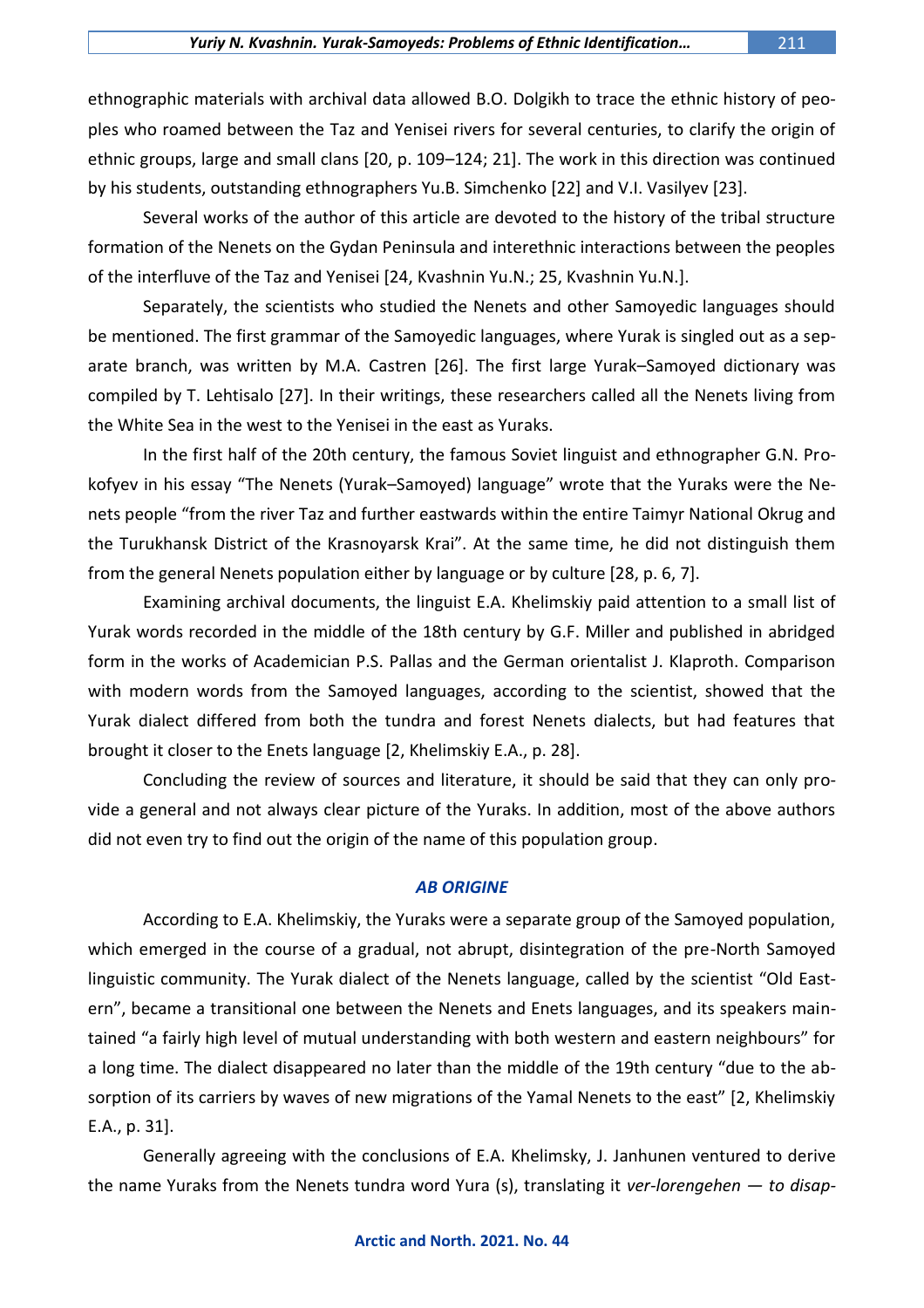ethnographic materials with archival data allowed B.O. Dolgikh to trace the ethnic history of peoples who roamed between the Taz and Yenisei rivers for several centuries, to clarify the origin of ethnic groups, large and small clans [20, p. 109–124; 21]. The work in this direction was continued by his students, outstanding ethnographers Yu.B. Simchenko [22] and V.I. Vasilyev [23].

Several works of the author of this article are devoted to the history of the tribal structure formation of the Nenets on the Gydan Peninsula and interethnic interactions between the peoples of the interfluve of the Taz and Yenisei [24, Kvashnin Yu.N.; 25, Kvashnin Yu.N.].

Separately, the scientists who studied the Nenets and other Samoyedic languages should be mentioned. The first grammar of the Samoyedic languages, where Yurak is singled out as a separate branch, was written by M.A. Castren [26]. The first large Yurak–Samoyed dictionary was compiled by T. Lehtisalo [27]. In their writings, these researchers called all the Nenets living from the White Sea in the west to the Yenisei in the east as Yuraks.

In the first half of the 20th century, the famous Soviet linguist and ethnographer G.N. Prokofyev in his essay "The Nenets (Yurak–Samoyed) language" wrote that the Yuraks were the Nenets people "from the river Taz and further eastwards within the entire Taimyr National Okrug and the Turukhansk District of the Krasnoyarsk Krai". At the same time, he did not distinguish them from the general Nenets population either by language or by culture [28, p. 6, 7].

Examining archival documents, the linguist E.A. Khelimskiy paid attention to a small list of Yurak words recorded in the middle of the 18th century by G.F. Miller and published in abridged form in the works of Academician P.S. Pallas and the German orientalist J. Klaproth. Comparison with modern words from the Samoyed languages, according to the scientist, showed that the Yurak dialect differed from both the tundra and forest Nenets dialects, but had features that brought it closer to the Enets language [2, Khelimskiy E.A., p. 28].

Concluding the review of sources and literature, it should be said that they can only provide a general and not always clear picture of the Yuraks. In addition, most of the above authors did not even try to find out the origin of the name of this population group.

## *AB ORIGINE*

According to E.A. Khelimskiy, the Yuraks were a separate group of the Samoyed population, which emerged in the course of a gradual, not abrupt, disintegration of the pre-North Samoyed linguistic community. The Yurak dialect of the Nenets language, called by the scientist "Old Eastern", became a transitional one between the Nenets and Enets languages, and its speakers maintained "a fairly high level of mutual understanding with both western and eastern neighbours" for a long time. The dialect disappeared no later than the middle of the 19th century "due to the absorption of its carriers by waves of new migrations of the Yamal Nenets to the east" [2, Khelimskiy E.A., p. 31].

Generally agreeing with the conclusions of E.A. Khelimsky, J. Janhunen ventured to derive the name Yuraks from the Nenets tundra word Yura (s), translating it *ver-lorengehen — to disap-*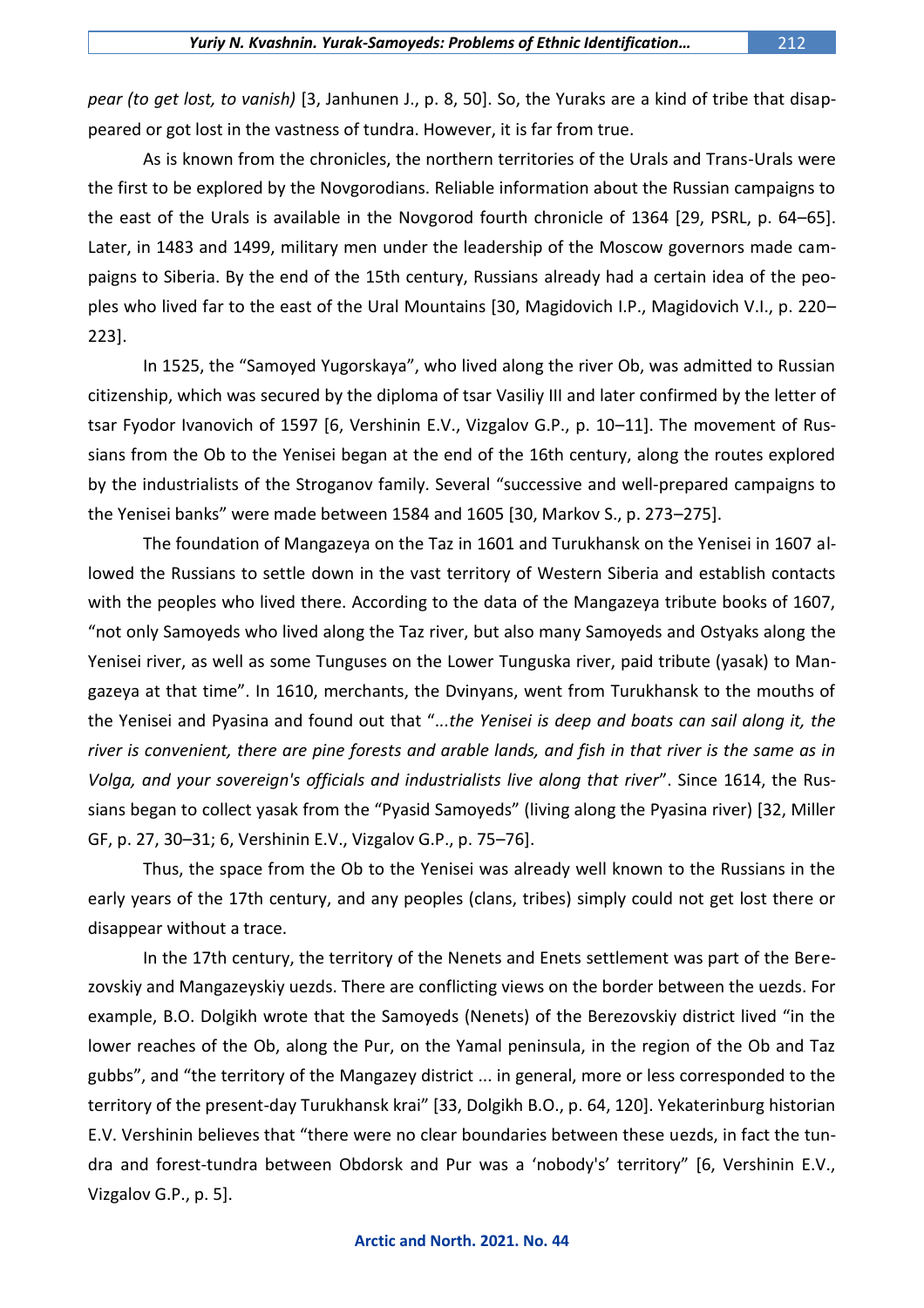*pear (to get lost, to vanish)* [3, Janhunen J., p. 8, 50]. So, the Yuraks are a kind of tribe that disappeared or got lost in the vastness of tundra. However, it is far from true.

As is known from the chronicles, the northern territories of the Urals and Trans-Urals were the first to be explored by the Novgorodians. Reliable information about the Russian campaigns to the east of the Urals is available in the Novgorod fourth chronicle of 1364 [29, PSRL, p. 64–65]. Later, in 1483 and 1499, military men under the leadership of the Moscow governors made campaigns to Siberia. By the end of the 15th century, Russians already had a certain idea of the peoples who lived far to the east of the Ural Mountains [30, Magidovich I.P., Magidovich V.I., p. 220–223].

In 1525, the "Samoyed Yugorskaya", who lived along the river Ob, was admitted to Russian citizenship, which was secured by the diploma of tsar Vasiliy III and later confirmed by the letter of tsar Fyodor Ivanovich of 1597 [6, Vershinin E.V., Vizgalov G.P., p. 10–11]. The movement of Russians from the Ob to the Yenisei began at the end of the 16th century, along the routes explored by the industrialists of the Stroganov family. Several "successive and well-prepared campaigns to the Yenisei banks" were made between 1584 and 1605 [30, Markov S., p. 273–275].

The foundation of Mangazeya on the Taz in 1601 and Turukhansk on the Yenisei in 1607 allowed the Russians to settle down in the vast territory of Western Siberia and establish contacts with the peoples who lived there. According to the data of the Mangazeya tribute books of 1607, "not only Samoyeds who lived along the Taz river, but also many Samoyeds and Ostyaks along the Yenisei river, as well as some Tunguses on the Lower Tunguska river, paid tribute (yasak) to Mangazeya at that time". In 1610, merchants, the Dvinyans, went from Turukhansk to the mouths of the Yenisei and Pyasina and found out that "*...the Yenisei is deep and boats can sail along it, the river is convenient, there are pine forests and arable lands, and fish in that river is the same as in Volga, and your sovereign's officials and industrialists live along that river*". Since 1614, the Russians began to collect yasak from the "Pyasid Samoyeds" (living along the Pyasina river) [32, Miller GF, p. 27, 30–31; 6, Vershinin E.V., Vizgalov G.P., p. 75–76].

Thus, the space from the Ob to the Yenisei was already well known to the Russians in the early years of the 17th century, and any peoples (clans, tribes) simply could not get lost there or disappear without a trace.

In the 17th century, the territory of the Nenets and Enets settlement was part of the Berezovskiy and Mangazeyskiy uezds. There are conflicting views on the border between the uezds. For example, B.O. Dolgikh wrote that the Samoyeds (Nenets) of the Berezovskiy district lived "in the lower reaches of the Ob, along the Pur, on the Yamal peninsula, in the region of the Ob and Taz gubbs", and "the territory of the Mangazey district ... in general, more or less corresponded to the territory of the present-day Turukhansk krai" [33, Dolgikh B.O., p. 64, 120]. Yekaterinburg historian E.V. Vershinin believes that "there were no clear boundaries between these uezds, in fact the tundra and forest-tundra between Obdorsk and Pur was a 'nobody's' territory" [6, Vershinin E.V., Vizgalov G.P., p. 5].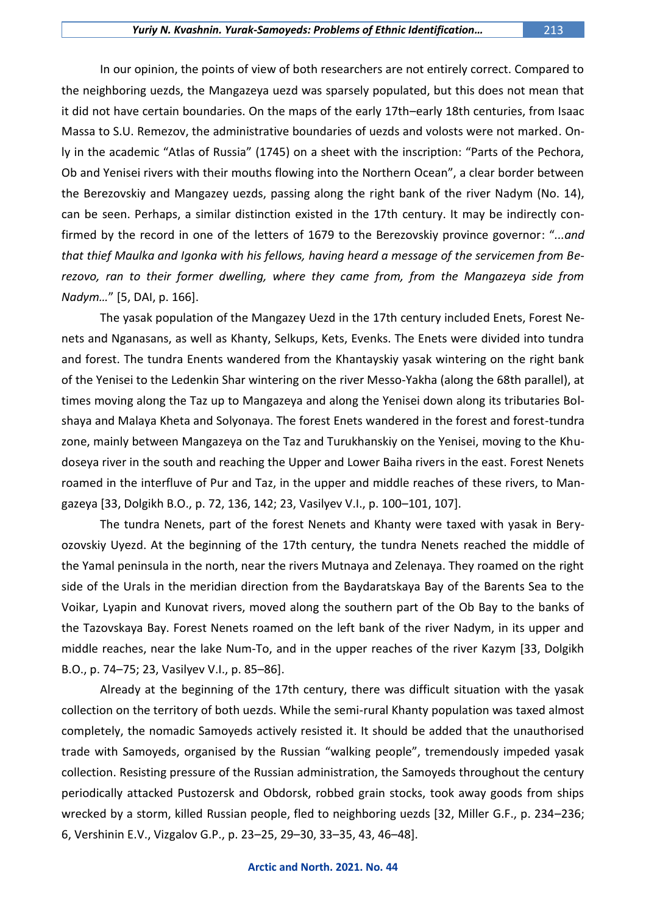In our opinion, the points of view of both researchers are not entirely correct. Compared to the neighboring uezds, the Mangazeya uezd was sparsely populated, but this does not mean that it did not have certain boundaries. On the maps of the early 17th–early 18th centuries, from Isaac Massa to S.U. Remezov, the administrative boundaries of uezds and volosts were not marked. Only in the academic "Atlas of Russia" (1745) on a sheet with the inscription: "Parts of the Pechora, Ob and Yenisei rivers with their mouths flowing into the Northern Ocean", a clear border between the Berezovskiy and Mangazey uezds, passing along the right bank of the river Nadym (No. 14), can be seen. Perhaps, a similar distinction existed in the 17th century. It may be indirectly confirmed by the record in one of the letters of 1679 to the Berezovskiy province governor: "*...and that thief Maulka and Igonka with his fellows, having heard a message of the servicemen from Berezovo, ran to their former dwelling, where they came from, from the Mangazeya side from Nadym…*" [5, DAI, p. 166].

The yasak population of the Mangazey Uezd in the 17th century included Enets, Forest Nenets and Nganasans, as well as Khanty, Selkups, Kets, Evenks. The Enets were divided into tundra and forest. The tundra Enents wandered from the Khantayskiy yasak wintering on the right bank of the Yenisei to the Ledenkin Shar wintering on the river Messo-Yakha (along the 68th parallel), at times moving along the Taz up to Mangazeya and along the Yenisei down along its tributaries Bolshaya and Malaya Kheta and Solyonaya. The forest Enets wandered in the forest and forest-tundra zone, mainly between Mangazeya on the Taz and Turukhanskiy on the Yenisei, moving to the Khudoseya river in the south and reaching the Upper and Lower Baiha rivers in the east. Forest Nenets roamed in the interfluve of Pur and Taz, in the upper and middle reaches of these rivers, to Mangazeya [33, Dolgikh B.O., p. 72, 136, 142; 23, Vasilyev V.I., p. 100–101, 107].

The tundra Nenets, part of the forest Nenets and Khanty were taxed with yasak in Beryozovskiy Uyezd. At the beginning of the 17th century, the tundra Nenets reached the middle of the Yamal peninsula in the north, near the rivers Mutnaya and Zelenaya. They roamed on the right side of the Urals in the meridian direction from the Baydaratskaya Bay of the Barents Sea to the Voikar, Lyapin and Kunovat rivers, moved along the southern part of the Ob Bay to the banks of the Tazovskaya Bay. Forest Nenets roamed on the left bank of the river Nadym, in its upper and middle reaches, near the lake Num-To, and in the upper reaches of the river Kazym [33, Dolgikh B.O., p. 74–75; 23, Vasilyev V.I., p. 85–86].

Already at the beginning of the 17th century, there was difficult situation with the yasak collection on the territory of both uezds. While the semi-rural Khanty population was taxed almost completely, the nomadic Samoyeds actively resisted it. It should be added that the unauthorised trade with Samoyeds, organised by the Russian "walking people", tremendously impeded yasak collection. Resisting pressure of the Russian administration, the Samoyeds throughout the century periodically attacked Pustozersk and Obdorsk, robbed grain stocks, took away goods from ships wrecked by a storm, killed Russian people, fled to neighboring uezds [32, Miller G.F., p. 234–236; 6, Vershinin E.V., Vizgalov G.P., p. 23–25, 29–30, 33–35, 43, 46–48].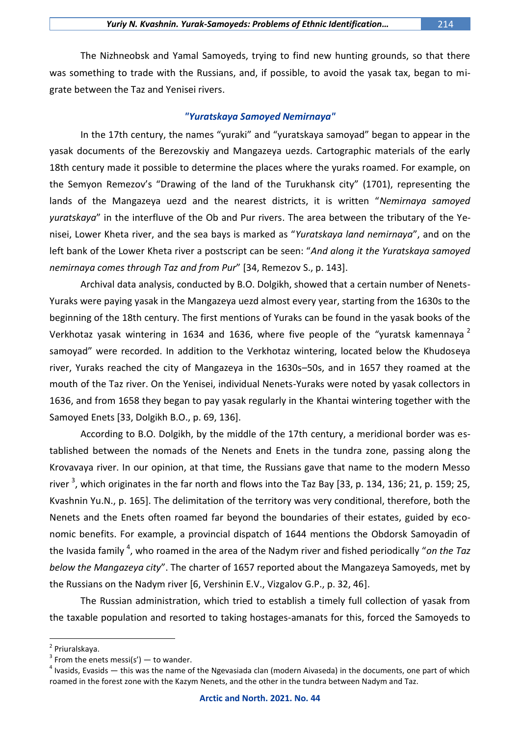The Nizhneobsk and Yamal Samoyeds, trying to find new hunting grounds, so that there was something to trade with the Russians, and, if possible, to avoid the yasak tax, began to migrate between the Taz and Yenisei rivers.

### *"Yuratskaya Samoyed Nemirnaya"*

In the 17th century, the names "yuraki" and "yuratskaya samoyad" began to appear in the yasak documents of the Berezovskiy and Mangazeya uezds. Cartographic materials of the early 18th century made it possible to determine the places where the yuraks roamed. For example, on the Semyon Remezov's "Drawing of the land of the Turukhansk city" (1701), representing the lands of the Mangazeya uezd and the nearest districts, it is written "*Nemirnaya samoyed yuratskaya*" in the interfluve of the Ob and Pur rivers. The area between the tributary of the Yenisei, Lower Kheta river, and the sea bays is marked as "*Yuratskaya land nemirnaya*", and on the left bank of the Lower Kheta river a postscript can be seen: "*And along it the Yuratskaya samoyed nemirnaya comes through Taz and from Pur*" [34, Remezov S., p. 143].

Archival data analysis, conducted by B.O. Dolgikh, showed that a certain number of Nenets-Yuraks were paying yasak in the Mangazeya uezd almost every year, starting from the 1630s to the beginning of the 18th century. The first mentions of Yuraks can be found in the yasak books of the Verkhotaz yasak wintering in 1634 and 1636, where five people of the "yuratsk kamennaya [2] samoyad" were recorded. In addition to the Verkhotaz wintering, located below the Khudoseya river, Yuraks reached the city of Mangazeya in the 1630s–50s, and in 1657 they roamed at the mouth of the Taz river. On the Yenisei, individual Nenets-Yuraks were noted by yasak collectors in 1636, and from 1658 they began to pay yasak regularly in the Khantai wintering together with the Samoyed Enets [33, Dolgikh B.O., p. 69, 136].

According to B.O. Dolgikh, by the middle of the 17th century, a meridional border was established between the nomads of the Nenets and Enets in the tundra zone, passing along the Krovavaya river. In our opinion, at that time, the Russians gave that name to the modern Messo river [3], which originates in the far north and flows into the Taz Bay [33, p. 134, 136; 21, p. 159; 25, Kvashnin Yu.N., p. 165]. The delimitation of the territory was very conditional, therefore, both the Nenets and the Enets often roamed far beyond the boundaries of their estates, guided by economic benefits. For example, a provincial dispatch of 1644 mentions the Obdorsk Samoyadin of the Ivasida family [4], who roamed in the area of the Nadym river and fished periodically "*on the Taz below the Mangazeya city*". The charter of 1657 reported about the Mangazeya Samoyeds, met by the Russians on the Nadym river [6, Vershinin E.V., Vizgalov G.P., p. 32, 46].

The Russian administration, which tried to establish a timely full collection of yasak from the taxable population and resorted to taking hostages-amanats for this, forced the Samoyeds to

---

[2] Priuralskaya.

[3] From the enets messi(s') — to wander.

[4] Ivasids, Evasids — this was the name of the Ngevasiada clan (modern Aivaseda) in the documents, one part of which roamed in the forest zone with the Kazym Nenets, and the other in the tundra between Nadym and Taz.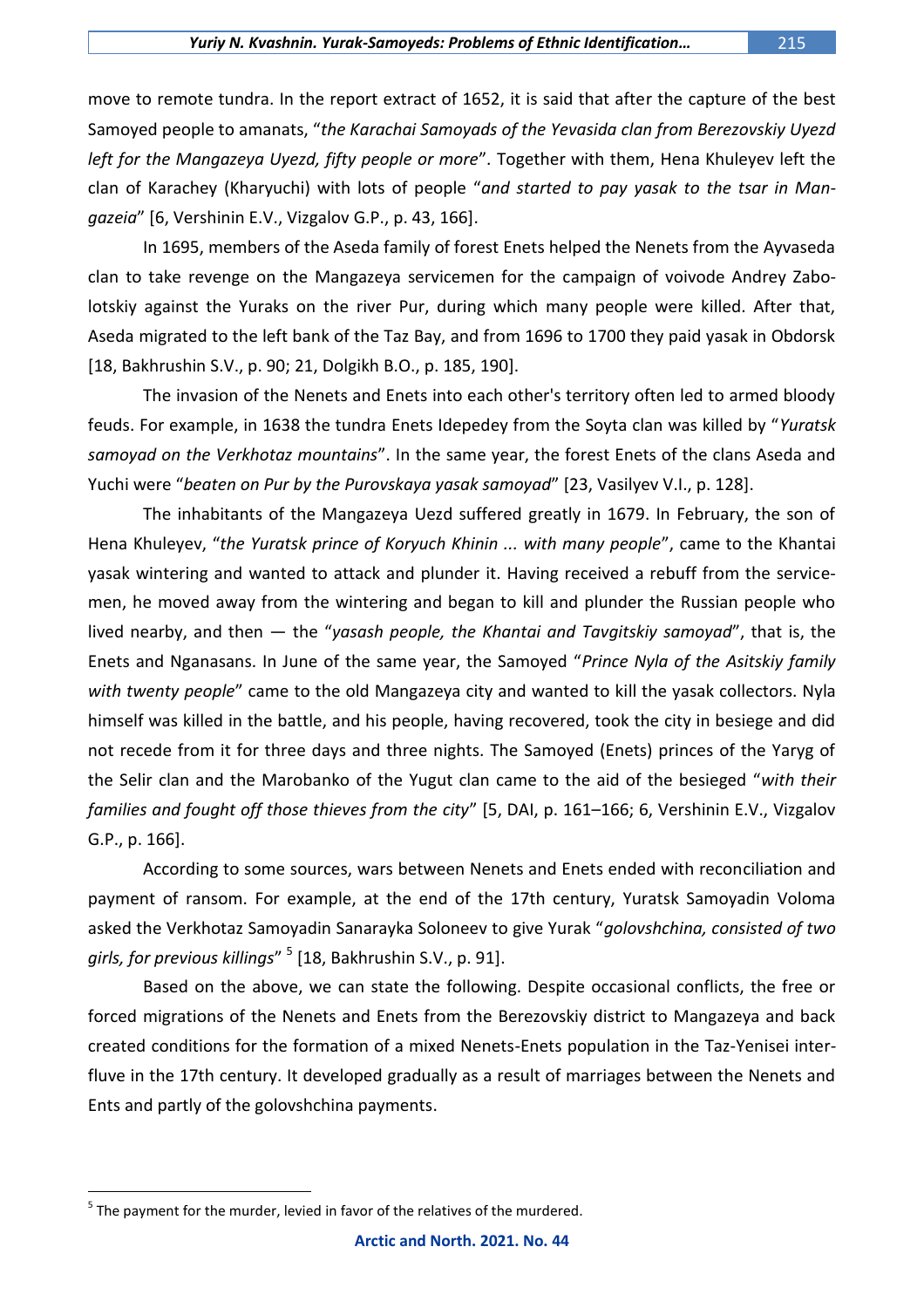move to remote tundra. In the report extract of 1652, it is said that after the capture of the best Samoyed people to amanats, "*the Karachai Samoyads of the Yevasida clan from Berezovskiy Uyezd left for the Mangazeya Uyezd, fifty people or more*". Together with them, Hena Khuleyev left the clan of Karachey (Kharyuchi) with lots of people "*and started to pay yasak to the tsar in Mangazeia*" [6, Vershinin E.V., Vizgalov G.P., p. 43, 166].

In 1695, members of the Aseda family of forest Enets helped the Nenets from the Ayvaseda clan to take revenge on the Mangazeya servicemen for the campaign of voivode Andrey Zabolotskiy against the Yuraks on the river Pur, during which many people were killed. After that, Aseda migrated to the left bank of the Taz Bay, and from 1696 to 1700 they paid yasak in Obdorsk [18, Bakhrushin S.V., p. 90; 21, Dolgikh B.O., p. 185, 190].

The invasion of the Nenets and Enets into each other's territory often led to armed bloody feuds. For example, in 1638 the tundra Enets Idepedey from the Soyta clan was killed by "*Yuratsk samoyad on the Verkhotaz mountains*". In the same year, the forest Enets of the clans Aseda and Yuchi were "*beaten on Pur by the Purovskaya yasak samoyad*" [23, Vasilyev V.I., p. 128].

The inhabitants of the Mangazeya Uezd suffered greatly in 1679. In February, the son of Hena Khuleyev, "*the Yuratsk prince of Koryuch Khinin ... with many people*", came to the Khantai yasak wintering and wanted to attack and plunder it. Having received a rebuff from the servicemen, he moved away from the wintering and began to kill and plunder the Russian people who lived nearby, and then — the "*yasash people, the Khantai and Tavgitskiy samoyad*", that is, the Enets and Nganasans. In June of the same year, the Samoyed "*Prince Nyla of the Asitskiy family with twenty people*" came to the old Mangazeya city and wanted to kill the yasak collectors. Nyla himself was killed in the battle, and his people, having recovered, took the city in besiege and did not recede from it for three days and three nights. The Samoyed (Enets) princes of the Yaryg of the Selir clan and the Marobanko of the Yugut clan came to the aid of the besieged "*with their families and fought off those thieves from the city*" [5, DAI, p. 161–166; 6, Vershinin E.V., Vizgalov G.P., p. 166].

According to some sources, wars between Nenets and Enets ended with reconciliation and payment of ransom. For example, at the end of the 17th century, Yuratsk Samoyadin Voloma asked the Verkhotaz Samoyadin Sanarayka Soloneev to give Yurak "*golovshchina, consisted of two girls, for previous killings*" [5] [18, Bakhrushin S.V., p. 91].

Based on the above, we can state the following. Despite occasional conflicts, the free or forced migrations of the Nenets and Enets from the Berezovskiy district to Mangazeya and back created conditions for the formation of a mixed Nenets-Enets population in the Taz-Yenisei interfluve in the 17th century. It developed gradually as a result of marriages between the Nenets and Ents and partly of the golovshchina payments.

---

[5] The payment for the murder, levied in favor of the relatives of the murdered.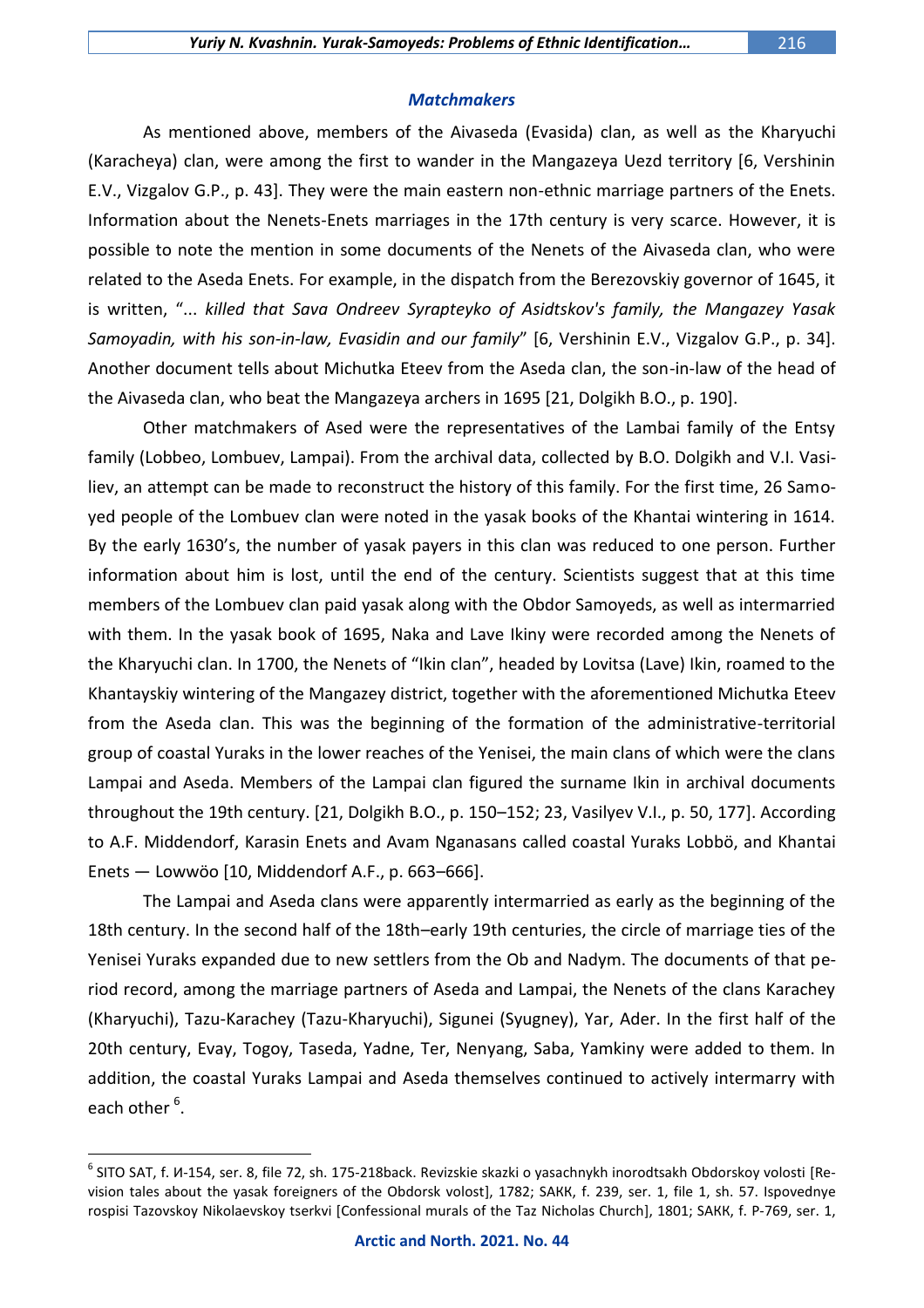### *Matchmakers*

As mentioned above, members of the Aivaseda (Evasida) clan, as well as the Kharyuchi (Karacheya) clan, were among the first to wander in the Mangazeya Uezd territory [6, Vershinin E.V., Vizgalov G.P., p. 43]. They were the main eastern non-ethnic marriage partners of the Enets. Information about the Nenets-Enets marriages in the 17th century is very scarce. However, it is possible to note the mention in some documents of the Nenets of the Aivaseda clan, who were related to the Aseda Enets. For example, in the dispatch from the Berezovskiy governor of 1645, it is written, "*... killed that Sava Ondreev Syrapteyko of Asidtskov's family, the Mangazey Yasak Samoyadin, with his son-in-law, Evasidin and our family*" [6, Vershinin E.V., Vizgalov G.P., p. 34]. Another document tells about Michutka Eteev from the Aseda clan, the son-in-law of the head of the Aivaseda clan, who beat the Mangazeya archers in 1695 [21, Dolgikh B.O., p. 190].

Other matchmakers of Ased were the representatives of the Lambai family of the Entsy family (Lobbeo, Lombuev, Lampai). From the archival data, collected by B.O. Dolgikh and V.I. Vasiliev, an attempt can be made to reconstruct the history of this family. For the first time, 26 Samoyed people of the Lombuev clan were noted in the yasak books of the Khantai wintering in 1614. By the early 1630's, the number of yasak payers in this clan was reduced to one person. Further information about him is lost, until the end of the century. Scientists suggest that at this time members of the Lombuev clan paid yasak along with the Obdor Samoyeds, as well as intermarried with them. In the yasak book of 1695, Naka and Lave Ikiny were recorded among the Nenets of the Kharyuchi clan. In 1700, the Nenets of "Ikin clan", headed by Lovitsa (Lave) Ikin, roamed to the Khantayskiy wintering of the Mangazey district, together with the aforementioned Michutka Eteev from the Aseda clan. This was the beginning of the formation of the administrative-territorial group of coastal Yuraks in the lower reaches of the Yenisei, the main clans of which were the clans Lampai and Aseda. Members of the Lampai clan figured the surname Ikin in archival documents throughout the 19th century. [21, Dolgikh B.O., p. 150–152; 23, Vasilyev V.I., p. 50, 177]. According to A.F. Middendorf, Karasin Enets and Avam Nganasans called coastal Yuraks Lobbö, and Khantai Enets — Lowwöo [10, Middendorf A.F., p. 663–666].

The Lampai and Aseda clans were apparently intermarried as early as the beginning of the 18th century. In the second half of the 18th–early 19th centuries, the circle of marriage ties of the Yenisei Yuraks expanded due to new settlers from the Ob and Nadym. The documents of that period record, among the marriage partners of Aseda and Lampai, the Nenets of the clans Karachey (Kharyuchi), Tazu-Karachey (Tazu-Kharyuchi), Sigunei (Syugney), Yar, Ader. In the first half of the 20th century, Evay, Togoy, Taseda, Yadne, Ter, Nenyang, Saba, Yamkiny were added to them. In addition, the coastal Yuraks Lampai and Aseda themselves continued to actively intermarry with each other [6].

[6] SITO SAT, f. И-154, ser. 8, file 72, sh. 175-218back. Revizskie skazki o yasachnykh inorodtsakh Obdorskoy volosti [Revision tales about the yasak foreigners of the Obdorsk volost], 1782; SAКК, f. 239, ser. 1, file 1, sh. 57. Ispovednye rospisi Tazovskoy Nikolaevskoy tserkvi [Confessional murals of the Taz Nicholas Church], 1801; SAКК, f. P-769, ser. 1,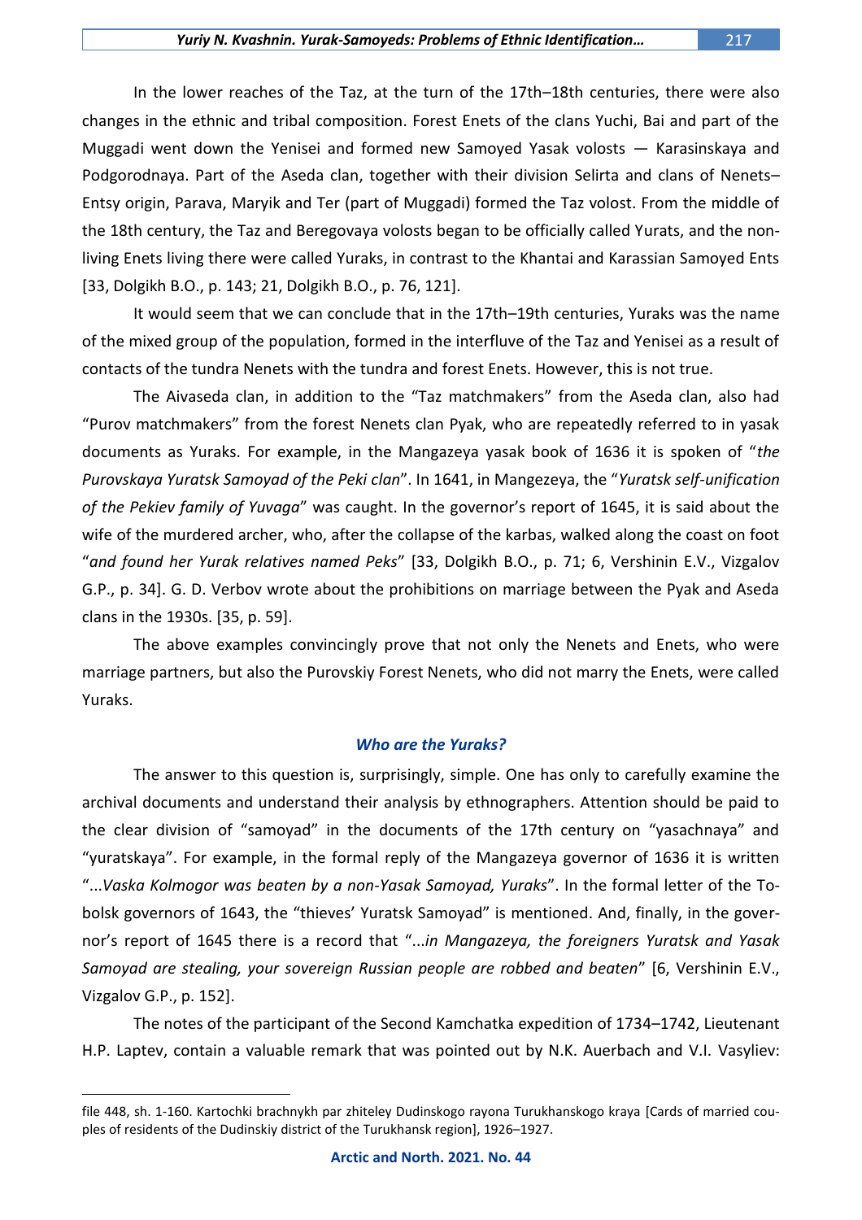In the lower reaches of the Taz, at the turn of the 17th–18th centuries, there were also changes in the ethnic and tribal composition. Forest Enets of the clans Yuchi, Bai and part of the Muggadi went down the Yenisei and formed new Samoyed Yasak volosts — Karasinskaya and Podgorodnaya. Part of the Aseda clan, together with their division Selirta and clans of Nenets–Entsy origin, Parava, Maryik and Ter (part of Muggadi) formed the Taz volost. From the middle of the 18th century, the Taz and Beregovaya volosts began to be officially called Yurats, and the non-living Enets living there were called Yuraks, in contrast to the Khantai and Karassian Samoyed Ents [33, Dolgikh B.O., p. 143; 21, Dolgikh B.O., p. 76, 121].

It would seem that we can conclude that in the 17th–19th centuries, Yuraks was the name of the mixed group of the population, formed in the interfluve of the Taz and Yenisei as a result of contacts of the tundra Nenets with the tundra and forest Enets. However, this is not true.

The Aivaseda clan, in addition to the "Taz matchmakers" from the Aseda clan, also had "Purov matchmakers" from the forest Nenets clan Pyak, who are repeatedly referred to in yasak documents as Yuraks. For example, in the Mangazeya yasak book of 1636 it is spoken of "*the Purovskaya Yuratsk Samoyad of the Peki clan*". In 1641, in Mangezeya, the "*Yuratsk self-unification of the Pekiev family of Yuvaga*" was caught. In the governor's report of 1645, it is said about the wife of the murdered archer, who, after the collapse of the karbas, walked along the coast on foot "*and found her Yurak relatives named Peks*" [33, Dolgikh B.O., p. 71; 6, Vershinin E.V., Vizgalov G.P., p. 34]. G. D. Verbov wrote about the prohibitions on marriage between the Pyak and Aseda clans in the 1930s. [35, p. 59].

The above examples convincingly prove that not only the Nenets and Enets, who were marriage partners, but also the Purovskiy Forest Nenets, who did not marry the Enets, were called Yuraks.

### *Who are the Yuraks?*

The answer to this question is, surprisingly, simple. One has only to carefully examine the archival documents and understand their analysis by ethnographers. Attention should be paid to the clear division of "samoyad" in the documents of the 17th century on "yasachnaya" and "yuratskaya". For example, in the formal reply of the Mangazeya governor of 1636 it is written "...*Vaska Kolmogor was beaten by a non-Yasak Samoyad, Yuraks*". In the formal letter of the Tobolsk governors of 1643, the "thieves' Yuratsk Samoyad" is mentioned. And, finally, in the governor's report of 1645 there is a record that "...*in Mangazeya, the foreigners Yuratsk and Yasak Samoyad are stealing, your sovereign Russian people are robbed and beaten*" [6, Vershinin E.V., Vizgalov G.P., p. 152].

The notes of the participant of the Second Kamchatka expedition of 1734–1742, Lieutenant H.P. Laptev, contain a valuable remark that was pointed out by N.K. Auerbach and V.I. Vasyliev:

---

file 448, sh. 1-160. Kartochki brachnykh par zhiteley Dudinskogo rayona Turukhanskogo kraya [Cards of married couples of residents of the Dudinskiy district of the Turukhansk region], 1926–1927.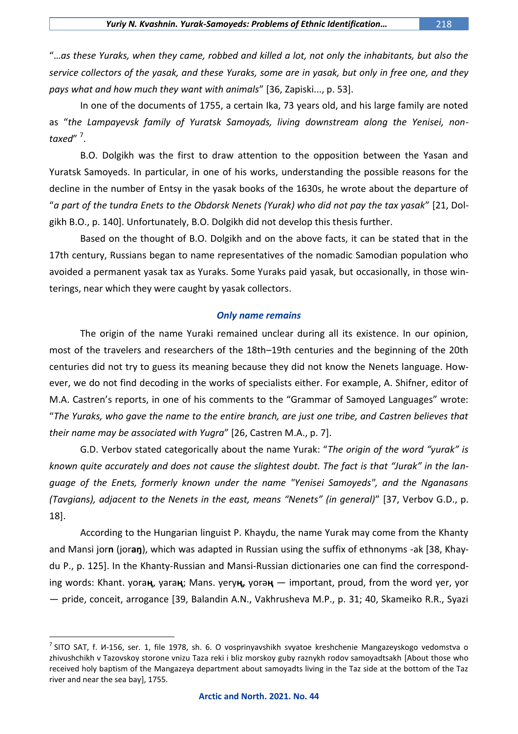"*…as these Yuraks, when they came, robbed and killed a lot, not only the inhabitants, but also the service collectors of the yasak, and these Yuraks, some are in yasak, but only in free one, and they pays what and how much they want with animals*" [36, Zapiski..., p. 53].

In one of the documents of 1755, a certain Ika, 73 years old, and his large family are noted as "*the Lampayevsk family of Yuratsk Samoyads, living downstream along the Yenisei, non-taxed*" [7].

B.O. Dolgikh was the first to draw attention to the opposition between the Yasan and Yuratsk Samoyeds. In particular, in one of his works, understanding the possible reasons for the decline in the number of Entsy in the yasak books of the 1630s, he wrote about the departure of "*a part of the tundra Enets to the Obdorsk Nenets (Yurak) who did not pay the tax yasak*" [21, Dolgikh B.O., p. 140]. Unfortunately, B.O. Dolgikh did not develop this thesis further.

Based on the thought of B.O. Dolgikh and on the above facts, it can be stated that in the 17th century, Russians began to name representatives of the nomadic Samodian population who avoided a permanent yasak tax as Yuraks. Some Yuraks paid yasak, but occasionally, in those winterings, near which they were caught by yasak collectors.

## *Only name remains*

The origin of the name Yuraki remained unclear during all its existence. In our opinion, most of the travelers and researchers of the 18th–19th centuries and the beginning of the 20th centuries did not try to guess its meaning because they did not know the Nenets language. However, we do not find decoding in the works of specialists either. For example, A. Shifner, editor of M.A. Castren's reports, in one of his comments to the "Grammar of Samoyed Languages" wrote: "*The Yuraks, who gave the name to the entire branch, are just one tribe, and Castren believes that their name may be associated with Yugra*" [26, Castren M.A., p. 7].

G.D. Verbov stated categorically about the name Yurak: "*The origin of the word "yurak" is known quite accurately and does not cause the slightest doubt. The fact is that "Jurak" in the language of the Enets, formerly known under the name "Yenisei Samoyeds", and the Nganasans (Tavgians), adjacent to the Nenets in the east, means "Nenets" (in general)*" [37, Verbov G.D., p. 18].

According to the Hungarian linguist P. Khaydu, the name Yurak may come from the Khanty and Mansi jor**n** (jor**aŋ**), which was adapted in Russian using the suffix of ethnonyms -ak [38, Khaydu P., p. 125]. In the Khanty-Russian and Mansi-Russian dictionaries one can find the corresponding words: Khant. yora**ӊ**, yara**ӊ**; Mans. yeryу**ӊ**, yorə**ӊ** — important, proud, from the word yer, yor — pride, conceit, arrogance [39, Balandin A.N., Vakhrusheva M.P., p. 31; 40, Skameiko R.R., Syazi

---

[7] SITO SAT, f. И-156, ser. 1, file 1978, sh. 6. O vosprinyavshikh svyatoe kreshchenie Mangazeyskogo vedomstva o zhivushchikh v Tazovskoy storone vnizu Taza reki i bliz morskoy guby raznykh rodov samoyadtsakh [About those who received holy baptism of the Mangazeya department about samoyadts living in the Taz side at the bottom of the Taz river and near the sea bay], 1755.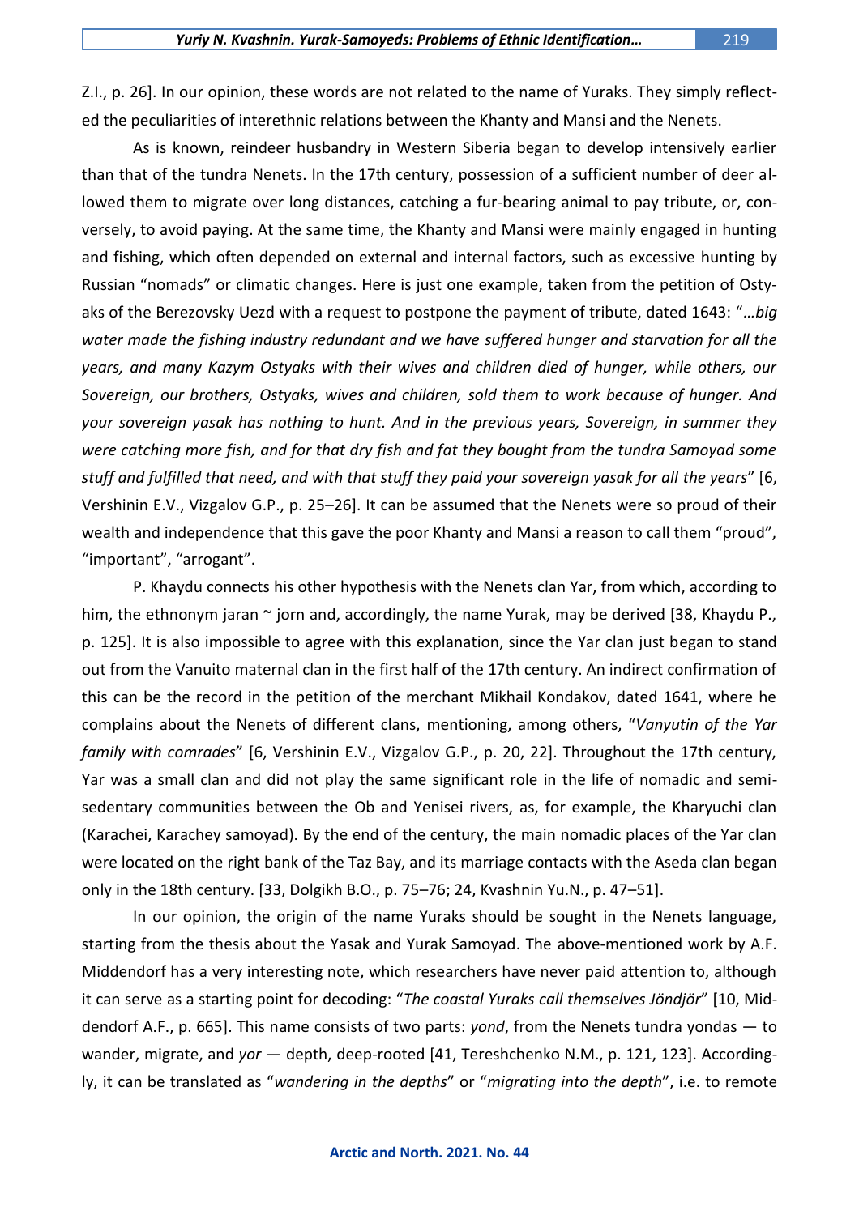Z.I., p. 26]. In our opinion, these words are not related to the name of Yuraks. They simply reflected the peculiarities of interethnic relations between the Khanty and Mansi and the Nenets.

As is known, reindeer husbandry in Western Siberia began to develop intensively earlier than that of the tundra Nenets. In the 17th century, possession of a sufficient number of deer allowed them to migrate over long distances, catching a fur-bearing animal to pay tribute, or, conversely, to avoid paying. At the same time, the Khanty and Mansi were mainly engaged in hunting and fishing, which often depended on external and internal factors, such as excessive hunting by Russian "nomads" or climatic changes. Here is just one example, taken from the petition of Ostyaks of the Berezovsky Uezd with a request to postpone the payment of tribute, dated 1643: "*…big water made the fishing industry redundant and we have suffered hunger and starvation for all the years, and many Kazym Ostyaks with their wives and children died of hunger, while others, our Sovereign, our brothers, Ostyaks, wives and children, sold them to work because of hunger. And your sovereign yasak has nothing to hunt. And in the previous years, Sovereign, in summer they were catching more fish, and for that dry fish and fat they bought from the tundra Samoyad some stuff and fulfilled that need, and with that stuff they paid your sovereign yasak for all the years*" [6, Vershinin E.V., Vizgalov G.P., p. 25–26]. It can be assumed that the Nenets were so proud of their wealth and independence that this gave the poor Khanty and Mansi a reason to call them "proud", "important", "arrogant".

P. Khaydu connects his other hypothesis with the Nenets clan Yar, from which, according to him, the ethnonym jaran ~ jorn and, accordingly, the name Yurak, may be derived [38, Khaydu P., p. 125]. It is also impossible to agree with this explanation, since the Yar clan just began to stand out from the Vanuito maternal clan in the first half of the 17th century. An indirect confirmation of this can be the record in the petition of the merchant Mikhail Kondakov, dated 1641, where he complains about the Nenets of different clans, mentioning, among others, "*Vanyutin of the Yar family with comrades*" [6, Vershinin E.V., Vizgalov G.P., p. 20, 22]. Throughout the 17th century, Yar was a small clan and did not play the same significant role in the life of nomadic and semi-sedentary communities between the Ob and Yenisei rivers, as, for example, the Kharyuchi clan (Karachei, Karachey samoyad). By the end of the century, the main nomadic places of the Yar clan were located on the right bank of the Taz Bay, and its marriage contacts with the Aseda clan began only in the 18th century. [33, Dolgikh B.O., p. 75–76; 24, Kvashnin Yu.N., p. 47–51].

In our opinion, the origin of the name Yuraks should be sought in the Nenets language, starting from the thesis about the Yasak and Yurak Samoyad. The above-mentioned work by A.F. Middendorf has a very interesting note, which researchers have never paid attention to, although it can serve as a starting point for decoding: "*The coastal Yuraks call themselves Jöndjör*" [10, Middendorf A.F., p. 665]. This name consists of two parts: *yond*, from the Nenets tundra yondas — to wander, migrate, and *yor* — depth, deep-rooted [41, Tereshchenko N.M., p. 121, 123]. Accordingly, it can be translated as "*wandering in the depths*" or "*migrating into the depth*", i.e. to remote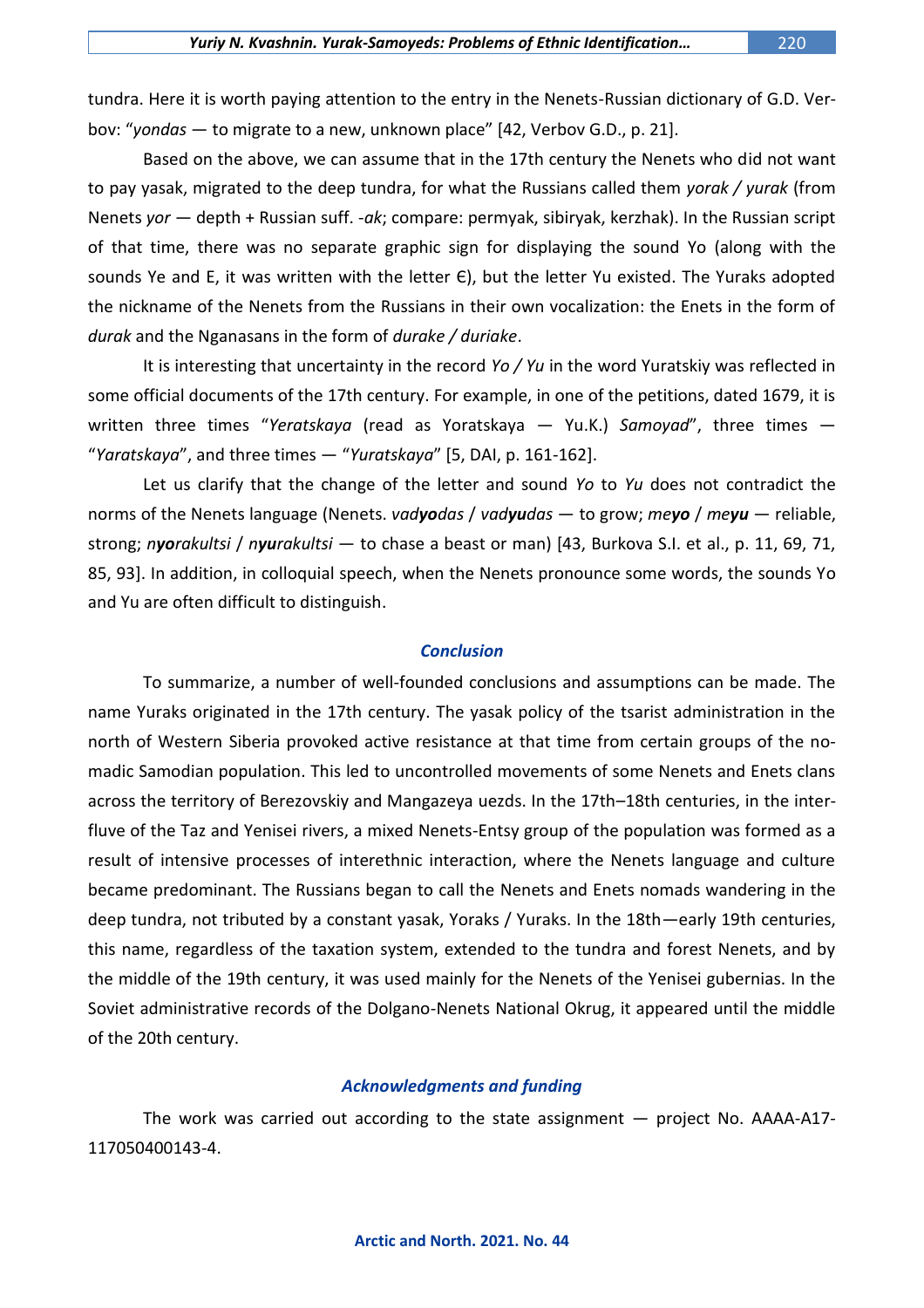tundra. Here it is worth paying attention to the entry in the Nenets-Russian dictionary of G.D. Verbov: “*yondas* — to migrate to a new, unknown place” [42, Verbov G.D., p. 21].

Based on the above, we can assume that in the 17th century the Nenets who did not want to pay yasak, migrated to the deep tundra, for what the Russians called them *yorak / yurak* (from Nenets *yor* — depth + Russian suff. *-ak*; compare: permyak, sibiryak, kerzhak). In the Russian script of that time, there was no separate graphic sign for displaying the sound Yo (along with the sounds Ye and E, it was written with the letter Є), but the letter Yu existed. The Yuraks adopted the nickname of the Nenets from the Russians in their own vocalization: the Enets in the form of *durak* and the Nganasans in the form of *durake / duriake*.

It is interesting that uncertainty in the record *Yo / Yu* in the word Yuratskiy was reflected in some official documents of the 17th century. For example, in one of the petitions, dated 1679, it is written three times “*Yeratskaya* (read as Yoratskaya — Yu.K.) *Samoyad*”, three times — “*Yaratskaya*”, and three times — “*Yuratskaya*” [5, DAI, p. 161-162].

Let us clarify that the change of the letter and sound *Yo* to *Yu* does not contradict the norms of the Nenets language (Nenets. *vad**yo**das* / *vad**yu**das* — to grow; *me**yo*** / *me**yu*** — reliable, strong; *n**yo**rakultsi* / *n**yu**rakultsi* — to chase a beast or man) [43, Burkova S.I. et al., p. 11, 69, 71, 85, 93]. In addition, in colloquial speech, when the Nenets pronounce some words, the sounds Yo and Yu are often difficult to distinguish.

## Conclusion

To summarize, a number of well-founded conclusions and assumptions can be made. The name Yuraks originated in the 17th century. The yasak policy of the tsarist administration in the north of Western Siberia provoked active resistance at that time from certain groups of the nomadic Samodian population. This led to uncontrolled movements of some Nenets and Enets clans across the territory of Berezovskiy and Mangazeya uezds. In the 17th–18th centuries, in the interfluve of the Taz and Yenisei rivers, a mixed Nenets-Entsy group of the population was formed as a result of intensive processes of interethnic interaction, where the Nenets language and culture became predominant. The Russians began to call the Nenets and Enets nomads wandering in the deep tundra, not tributed by a constant yasak, Yoraks / Yuraks. In the 18th—early 19th centuries, this name, regardless of the taxation system, extended to the tundra and forest Nenets, and by the middle of the 19th century, it was used mainly for the Nenets of the Yenisei gubernias. In the Soviet administrative records of the Dolgano-Nenets National Okrug, it appeared until the middle of the 20th century.

## Acknowledgments and funding

The work was carried out according to the state assignment — project No. AAAA-A17-117050400143-4.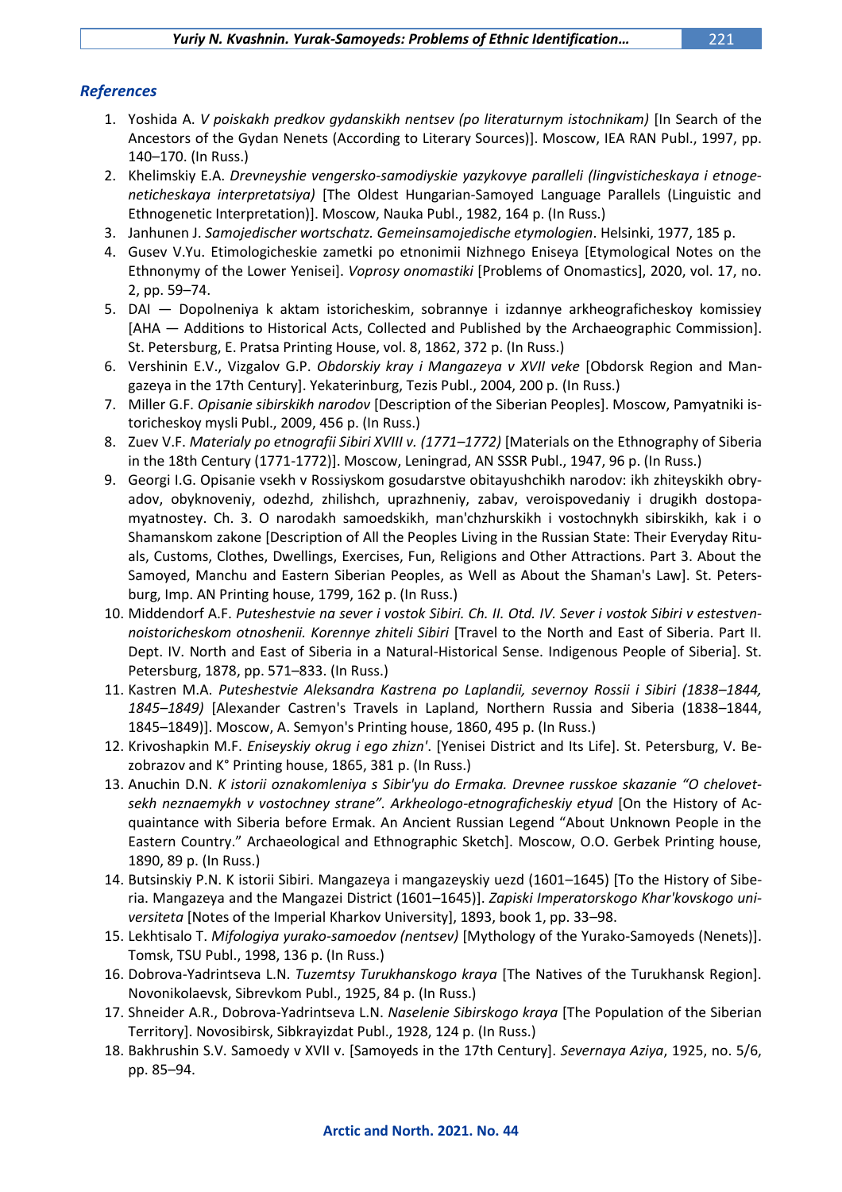## *References*

1. Yoshida A. *V poiskakh predkov gydanskikh nentsev (po literaturnym istochnikam)* [In Search of the Ancestors of the Gydan Nenets (According to Literary Sources)]. Moscow, IEA RAN Publ., 1997, pp. 140–170. (In Russ.)
2. Khelimskiy E.A. *Drevneyshie vengersko-samodiyskie yazykovye paralleli (lingvisticheskaya i etnogeneticheskaya interpretatsiya)* [The Oldest Hungarian-Samoyed Language Parallels (Linguistic and Ethnogenetic Interpretation)]. Moscow, Nauka Publ., 1982, 164 p. (In Russ.)
3. Janhunen J. *Samojedischer wortschatz. Gemeinsamojedische etymologien*. Helsinki, 1977, 185 p.
4. Gusev V.Yu. Etimologicheskie zametki po etnonimii Nizhnego Eniseya [Etymological Notes on the Ethnonymy of the Lower Yenisei]. *Voprosy onomastiki* [Problems of Onomastics], 2020, vol. 17, no. 2, pp. 59–74.
5. DAI — Dopolneniya k aktam istoricheskim, sobrannye i izdannye arkheograficheskoy komissiey [AHA — Additions to Historical Acts, Collected and Published by the Archaeographic Commission]. St. Petersburg, E. Pratsa Printing House, vol. 8, 1862, 372 p. (In Russ.)
6. Vershinin E.V., Vizgalov G.P. *Obdorskiy kray i Mangazeya v XVII veke* [Obdorsk Region and Mangazeya in the 17th Century]. Yekaterinburg, Tezis Publ., 2004, 200 p. (In Russ.)
7. Miller G.F. *Opisanie sibirskikh narodov* [Description of the Siberian Peoples]. Moscow, Pamyatniki istoricheskoy mysli Publ., 2009, 456 p. (In Russ.)
8. Zuev V.F. *Materialy po etnografii Sibiri XVIII v. (1771–1772)* [Materials on the Ethnography of Siberia in the 18th Century (1771-1772)]. Moscow, Leningrad, AN SSSR Publ., 1947, 96 p. (In Russ.)
9. Georgi I.G. Opisanie vsekh v Rossiyskom gosudarstve obitayushchikh narodov: ikh zhiteyskikh obryadov, obyknoveniy, odezhd, zhilishch, uprazhneniy, zabav, veroispovedaniy i drugikh dostopamyatnostey. Ch. 3. O narodakh samoedskikh, man'chzhurskikh i vostochnykh sibirskikh, kak i o Shamanskom zakone [Description of All the Peoples Living in the Russian State: Their Everyday Rituals, Customs, Clothes, Dwellings, Exercises, Fun, Religions and Other Attractions. Part 3. About the Samoyed, Manchu and Eastern Siberian Peoples, as Well as About the Shaman's Law]. St. Petersburg, Imp. AN Printing house, 1799, 162 p. (In Russ.)
10. Middendorf A.F. *Puteshestvie na sever i vostok Sibiri. Ch. II. Otd. IV. Sever i vostok Sibiri v estestvennoistoricheskom otnoshenii. Korennye zhiteli Sibiri* [Travel to the North and East of Siberia. Part II. Dept. IV. North and East of Siberia in a Natural-Historical Sense. Indigenous People of Siberia]. St. Petersburg, 1878, pp. 571–833. (In Russ.)
11. Kastren M.A. *Puteshestvie Aleksandra Kastrena po Laplandii, severnoy Rossii i Sibiri (1838–1844, 1845–1849)* [Alexander Castren's Travels in Lapland, Northern Russia and Siberia (1838–1844, 1845–1849)]. Moscow, A. Semyon's Printing house, 1860, 495 p. (In Russ.)
12. Krivoshapkin M.F. *Eniseyskiy okrug i ego zhizn'*. [Yenisei District and Its Life]. St. Petersburg, V. Bezobrazov and K° Printing house, 1865, 381 p. (In Russ.)
13. Anuchin D.N. *K istorii oznakomleniya s Sibir'yu do Ermaka. Drevnee russkoe skazanie "O chelovetsekh neznaemykh v vostochney strane". Arkheologo-etnograficheskiy etyud* [On the History of Acquaintance with Siberia before Ermak. An Ancient Russian Legend "About Unknown People in the Eastern Country." Archaeological and Ethnographic Sketch]. Moscow, O.O. Gerbek Printing house, 1890, 89 p. (In Russ.)
14. Butsinskiy P.N. K istorii Sibiri. Mangazeya i mangazeyskiy uezd (1601–1645) [To the History of Siberia. Mangazeya and the Mangazei District (1601–1645)]. *Zapiski Imperatorskogo Khar'kovskogo universiteta* [Notes of the Imperial Kharkov University], 1893, book 1, pp. 33–98.
15. Lekhtisalo T. *Mifologiya yurako-samoedov (nentsev)* [Mythology of the Yurako-Samoyeds (Nenets)]. Tomsk, TSU Publ., 1998, 136 p. (In Russ.)
16. Dobrova-Yadrintseva L.N. *Tuzemtsy Turukhanskogo kraya* [The Natives of the Turukhansk Region]. Novonikolaevsk, Sibrevkom Publ., 1925, 84 p. (In Russ.)
17. Shneider A.R., Dobrova-Yadrintseva L.N. *Naselenie Sibirskogo kraya* [The Population of the Siberian Territory]. Novosibirsk, Sibkrayizdat Publ., 1928, 124 p. (In Russ.)
18. Bakhrushin S.V. Samoedy v XVII v. [Samoyeds in the 17th Century]. *Severnaya Aziya*, 1925, no. 5/6, pp. 85–94.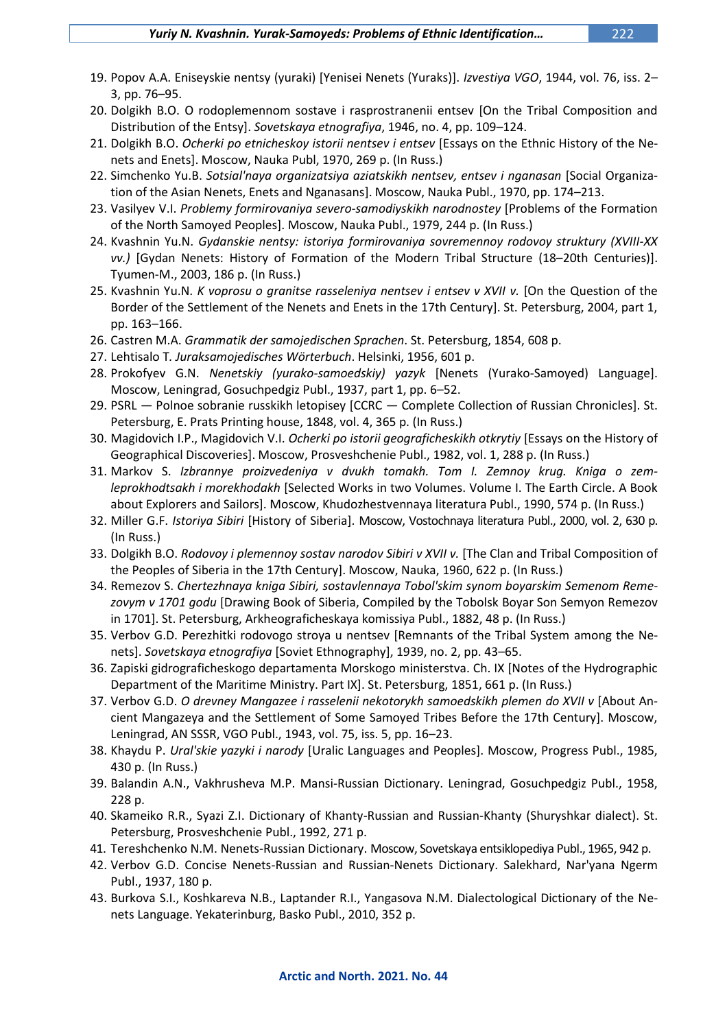19. Popov A.A. Eniseyskie nentsy (yuraki) [Yenisei Nenets (Yuraks)]. *Izvestiya VGO*, 1944, vol. 76, iss. 2–3, pp. 76–95.
20. Dolgikh B.O. O rodoplemennom sostave i rasprostranenii entsev [On the Tribal Composition and Distribution of the Entsy]. *Sovetskaya etnografiya*, 1946, no. 4, pp. 109–124.
21. Dolgikh B.O. *Ocherki po etnicheskoy istorii nentsev i entsev* [Essays on the Ethnic History of the Nenets and Enets]. Moscow, Nauka Publ, 1970, 269 p. (In Russ.)
22. Simchenko Yu.B. *Sotsial'naya organizatsiya aziatskikh nentsev, entsev i nganasan* [Social Organization of the Asian Nenets, Enets and Nganasans]. Moscow, Nauka Publ., 1970, pp. 174–213.
23. Vasilyev V.I. *Problemy formirovaniya severo-samodiyskikh narodnostey* [Problems of the Formation of the North Samoyed Peoples]. Moscow, Nauka Publ., 1979, 244 p. (In Russ.)
24. Kvashnin Yu.N. *Gydanskie nentsy: istoriya formirovaniya sovremennoy rodovoy struktury (XVIII-XX vv.)* [Gydan Nenets: History of Formation of the Modern Tribal Structure (18–20th Centuries)]. Tyumen-M., 2003, 186 p. (In Russ.)
25. Kvashnin Yu.N. *K voprosu o granitse rasseleniya nentsev i entsev v XVII v.* [On the Question of the Border of the Settlement of the Nenets and Enets in the 17th Century]. St. Petersburg, 2004, part 1, pp. 163–166.
26. Castren M.A. *Grammatik der samojedischen Sprachen*. St. Petersburg, 1854, 608 p.
27. Lehtisalo T. *Juraksamojedisches Wörterbuch*. Helsinki, 1956, 601 p.
28. Prokofyev G.N. *Nenetskiy (yurako-samoedskiy) yazyk* [Nenets (Yurako-Samoyed) Language]. Moscow, Leningrad, Gosuchpedgiz Publ., 1937, part 1, pp. 6–52.
29. PSRL — Polnoe sobranie russkikh letopisey [CCRC — Complete Collection of Russian Chronicles]. St. Petersburg, E. Prats Printing house, 1848, vol. 4, 365 p. (In Russ.)
30. Magidovich I.P., Magidovich V.I. *Ocherki po istorii geograficheskikh otkrytiy* [Essays on the History of Geographical Discoveries]. Moscow, Prosveshchenie Publ., 1982, vol. 1, 288 p. (In Russ.)
31. Markov S. *Izbrannye proizvedeniya v dvukh tomakh. Tom I. Zemnoy krug. Kniga o zemleprokhodtsakh i morekhodakh* [Selected Works in two Volumes. Volume I. The Earth Circle. A Book about Explorers and Sailors]. Moscow, Khudozhestvennaya literatura Publ., 1990, 574 p. (In Russ.)
32. Miller G.F. *Istoriya Sibiri* [History of Siberia]. Moscow, Vostochnaya literatura Publ., 2000, vol. 2, 630 p. (In Russ.)
33. Dolgikh B.O. *Rodovoy i plemennoy sostav narodov Sibiri v XVII v.* [The Clan and Tribal Composition of the Peoples of Siberia in the 17th Century]. Moscow, Nauka, 1960, 622 p. (In Russ.)
34. Remezov S. *Chertezhnaya kniga Sibiri, sostavlennaya Tobol'skim synom boyarskim Semenom Remezovym v 1701 godu* [Drawing Book of Siberia, Compiled by the Tobolsk Boyar Son Semyon Remezov in 1701]. St. Petersburg, Arkheograficheskaya komissiya Publ., 1882, 48 p. (In Russ.)
35. Verbov G.D. Perezhitki rodovogo stroya u nentsev [Remnants of the Tribal System among the Nenets]. *Sovetskaya etnografiya* [Soviet Ethnography], 1939, no. 2, pp. 43–65.
36. Zapiski gidrograficheskogo departamenta Morskogo ministerstva. Ch. IX [Notes of the Hydrographic Department of the Maritime Ministry. Part IX]. St. Petersburg, 1851, 661 p. (In Russ.)
37. Verbov G.D. *O drevney Mangazee i rasselenii nekotorykh samoedskikh plemen do XVII v* [About Ancient Mangazeya and the Settlement of Some Samoyed Tribes Before the 17th Century]. Moscow, Leningrad, AN SSSR, VGO Publ., 1943, vol. 75, iss. 5, pp. 16–23.
38. Khaydu P. *Ural'skie yazyki i narody* [Uralic Languages and Peoples]. Moscow, Progress Publ., 1985, 430 p. (In Russ.)
39. Balandin A.N., Vakhrusheva M.P. Mansi-Russian Dictionary. Leningrad, Gosuchpedgiz Publ., 1958, 228 p.
40. Skameiko R.R., Syazi Z.I. Dictionary of Khanty-Russian and Russian-Khanty (Shuryshkar dialect). St. Petersburg, Prosveshchenie Publ., 1992, 271 p.
41. Tereshchenko N.M. Nenets-Russian Dictionary. Moscow, Sovetskaya entsiklopediya Publ., 1965, 942 p.
42. Verbov G.D. Concise Nenets-Russian and Russian-Nenets Dictionary. Salekhard, Nar'yana Ngerm Publ., 1937, 180 p.
43. Burkova S.I., Koshkareva N.B., Laptander R.I., Yangasova N.M. Dialectological Dictionary of the Nenets Language. Yekaterinburg, Basko Publ., 2010, 352 p.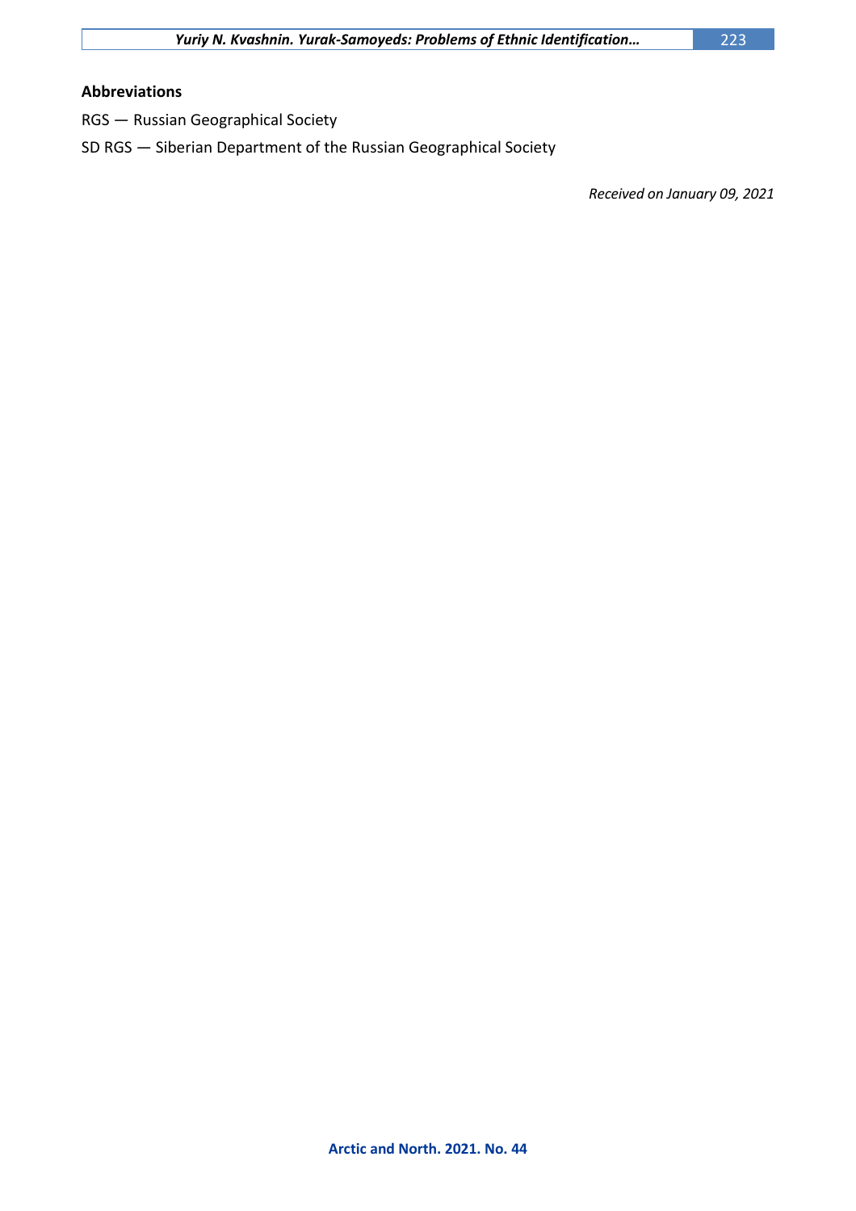**Abbreviations**

RGS — Russian Geographical Society

SD RGS — Siberian Department of the Russian Geographical Society

*Received on January 09, 2021*